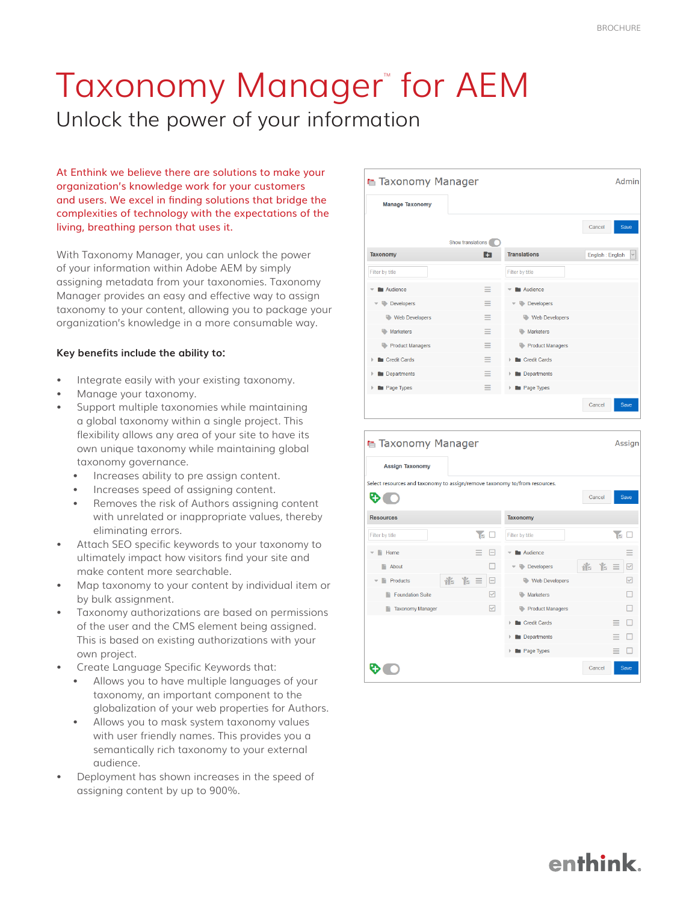BROCHURE

# Taxonomy Manager™ for AEM

## Unlock the power of your information

At Enthink we believe there are solutions to make your organization's knowledge work for your customers and users. We excel in finding solutions that bridge the complexities of technology with the expectations of the living, breathing person that uses it.

With Taxonomy Manager, you can unlock the power of your information within Adobe AEM by simply assigning metadata from your taxonomies. Taxonomy Manager provides an easy and effective way to assign taxonomy to your content, allowing you to package your organization's knowledge in a more consumable way.

**Key benefits include the ability to:**

- Integrate easily with your existing taxonomy.
- Manage your taxonomy.
- Support multiple taxonomies while maintaining a global taxonomy within a single project. This flexibility allows any area of your site to have its own unique taxonomy while maintaining global taxonomy governance.
    - Increases ability to pre assign content.
    - Increases speed of assigning content.
    - Removes the risk of Authors assigning content with unrelated or inappropriate values, thereby eliminating errors.
- Attach SEO specific keywords to your taxonomy to ultimately impact how visitors find your site and make content more searchable.
- Map taxonomy to your content by individual item or by bulk assignment.
- Taxonomy authorizations are based on permissions of the user and the CMS element being assigned. This is based on existing authorizations with your own project.
- Create Language Specific Keywords that:
    - Allows you to have multiple languages of your taxonomy, an important component to the globalization of your web properties for Authors.
    - Allows you to mask system taxonomy values with user friendly names. This provides you a semantically rich taxonomy to your external audience.
- Deployment has shown increases in the speed of assigning content by up to 900%.

enthink.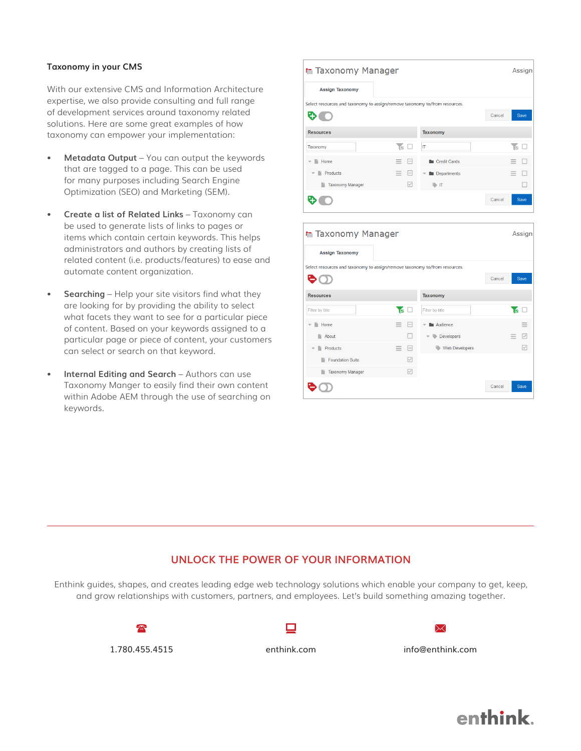### Taxonomy in your CMS

With our extensive CMS and Information Architecture expertise, we also provide consulting and full range of development services around taxonomy related solutions. Here are some great examples of how taxonomy can empower your implementation:

- **Metadata Output** – You can output the keywords that are tagged to a page. This can be used for many purposes including Search Engine Optimization (SEO) and Marketing (SEM).
- **Create a list of Related Links** – Taxonomy can be used to generate lists of links to pages or items which contain certain keywords. This helps administrators and authors by creating lists of related content (i.e. products/features) to ease and automate content organization.
- **Searching** – Help your site visitors find what they are looking for by providing the ability to select what facets they want to see for a particular piece of content. Based on your keywords assigned to a particular page or piece of content, your customers can select or search on that keyword.
- **Internal Editing and Search** – Authors can use Taxonomy Manger to easily find their own content within Adobe AEM through the use of searching on keywords.

Taxonomy Manager

Assign

Assign Taxonomy

Select resources and taxonomy to assign/remove taxonomy to/from resources.

Cancel Save

Resources

Taxonomy

Taxonomy

IT

Home

Credit Cards

Products

Departments

Taxonomy Manager

IT

Cancel Save

Taxonomy Manager

Assign

Assign Taxonomy

Select resources and taxonomy to assign/remove taxonomy to/from resources.

Cancel Save

Resources

Taxonomy

Filter by title

Filter by title

Home

Audience

About

Developers

Products

Web Developers

Foundation Suite

Taxonomy Manager

Cancel Save

## UNLOCK THE POWER OF YOUR INFORMATION

Enthink guides, shapes, and creates leading edge web technology solutions which enable your company to get, keep, and grow relationships with customers, partners, and employees. Let's build something amazing together.

1.780.455.4515

enthink.com

info@enthink.com

enthink.